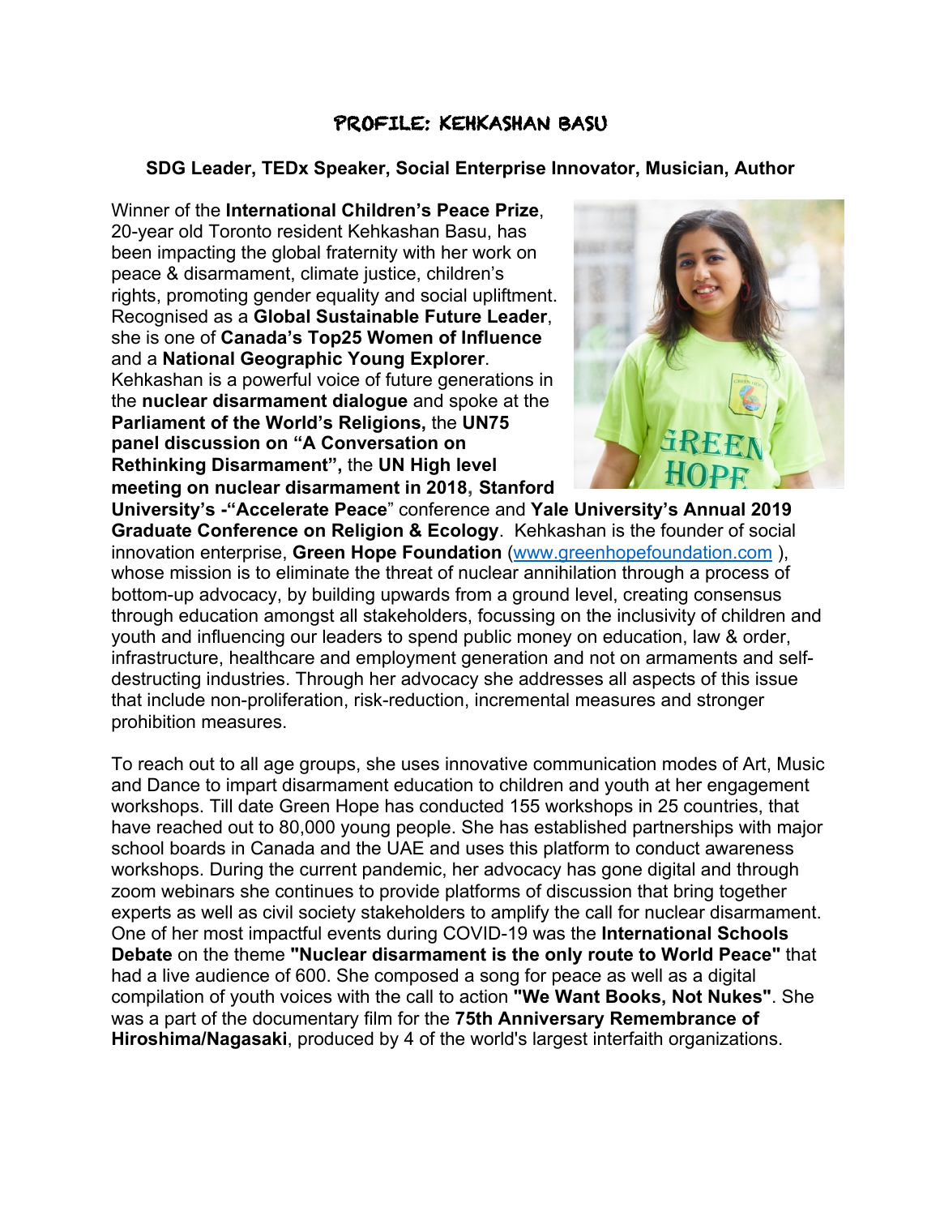# PROFILE: KEHKASHAN BASU

**SDG Leader, TEDx Speaker, Social Enterprise Innovator, Musician, Author**

Winner of the **International Children's Peace Prize**, 20-year old Toronto resident Kehkashan Basu, has been impacting the global fraternity with her work on peace & disarmament, climate justice, children's rights, promoting gender equality and social upliftment. Recognised as a **Global Sustainable Future Leader**, she is one of **Canada's Top25 Women of Influence** and a **National Geographic Young Explorer**. Kehkashan is a powerful voice of future generations in the **nuclear disarmament dialogue** and spoke at the **Parliament of the World's Religions,** the **UN75 panel discussion on "A Conversation on Rethinking Disarmament",** the **UN High level meeting on nuclear disarmament in 2018, Stanford University's -"Accelerate Peace"** conference and **Yale University's Annual 2019 Graduate Conference on Religion & Ecology**. Kehkashan is the founder of social innovation enterprise, **Green Hope Foundation** (www.greenhopefoundation.com ), whose mission is to eliminate the threat of nuclear annihilation through a process of bottom-up advocacy, by building upwards from a ground level, creating consensus through education amongst all stakeholders, focussing on the inclusivity of children and youth and influencing our leaders to spend public money on education, law & order, infrastructure, healthcare and employment generation and not on armaments and self-destructing industries. Through her advocacy she addresses all aspects of this issue that include non-proliferation, risk-reduction, incremental measures and stronger prohibition measures.

To reach out to all age groups, she uses innovative communication modes of Art, Music and Dance to impart disarmament education to children and youth at her engagement workshops. Till date Green Hope has conducted 155 workshops in 25 countries, that have reached out to 80,000 young people. She has established partnerships with major school boards in Canada and the UAE and uses this platform to conduct awareness workshops. During the current pandemic, her advocacy has gone digital and through zoom webinars she continues to provide platforms of discussion that bring together experts as well as civil society stakeholders to amplify the call for nuclear disarmament. One of her most impactful events during COVID-19 was the **International Schools Debate** on the theme **"Nuclear disarmament is the only route to World Peace"** that had a live audience of 600. She composed a song for peace as well as a digital compilation of youth voices with the call to action **"We Want Books, Not Nukes"**. She was a part of the documentary film for the **75th Anniversary Remembrance of Hiroshima/Nagasaki**, produced by 4 of the world's largest interfaith organizations.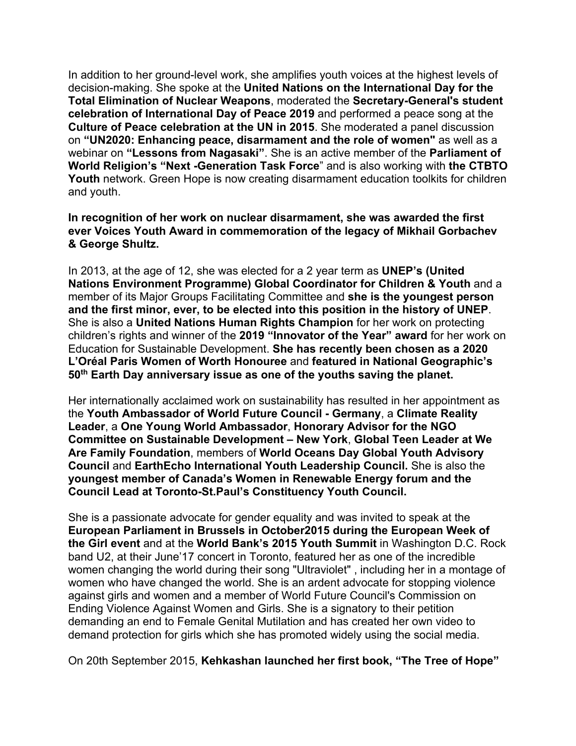In addition to her ground-level work, she amplifies youth voices at the highest levels of decision-making. She spoke at the **United Nations on the International Day for the Total Elimination of Nuclear Weapons**, moderated the **Secretary-General's student celebration of International Day of Peace 2019** and performed a peace song at the **Culture of Peace celebration at the UN in 2015**. She moderated a panel discussion on **"UN2020: Enhancing peace, disarmament and the role of women"** as well as a webinar on **"Lessons from Nagasaki"**. She is an active member of the **Parliament of World Religion's "Next -Generation Task Force"** and is also working with **the CTBTO Youth** network. Green Hope is now creating disarmament education toolkits for children and youth.

**In recognition of her work on nuclear disarmament, she was awarded the first ever Voices Youth Award in commemoration of the legacy of Mikhail Gorbachev & George Shultz.**

In 2013, at the age of 12, she was elected for a 2 year term as **UNEP's (United Nations Environment Programme) Global Coordinator for Children & Youth** and a member of its Major Groups Facilitating Committee and **she is the youngest person and the first minor, ever, to be elected into this position in the history of UNEP**. She is also a **United Nations Human Rights Champion** for her work on protecting children's rights and winner of the **2019 "Innovator of the Year" award** for her work on Education for Sustainable Development. **She has recently been chosen as a 2020 L'Oréal Paris Women of Worth Honouree** and **featured in National Geographic's 50th Earth Day anniversary issue as one of the youths saving the planet.**

Her internationally acclaimed work on sustainability has resulted in her appointment as the **Youth Ambassador of World Future Council - Germany**, a **Climate Reality Leader**, a **One Young World Ambassador**, **Honorary Advisor for the NGO Committee on Sustainable Development – New York**, **Global Teen Leader at We Are Family Foundation**, members of **World Oceans Day Global Youth Advisory Council** and **EarthEcho International Youth Leadership Council.** She is also the **youngest member of Canada's Women in Renewable Energy forum and the Council Lead at Toronto-St.Paul's Constituency Youth Council.**

She is a passionate advocate for gender equality and was invited to speak at the **European Parliament in Brussels in October2015 during the European Week of the Girl event** and at the **World Bank's 2015 Youth Summit** in Washington D.C. Rock band U2, at their June'17 concert in Toronto, featured her as one of the incredible women changing the world during their song "Ultraviolet" , including her in a montage of women who have changed the world. She is an ardent advocate for stopping violence against girls and women and a member of World Future Council's Commission on Ending Violence Against Women and Girls. She is a signatory to their petition demanding an end to Female Genital Mutilation and has created her own video to demand protection for girls which she has promoted widely using the social media.

On 20th September 2015, **Kehkashan launched her first book, "The Tree of Hope"**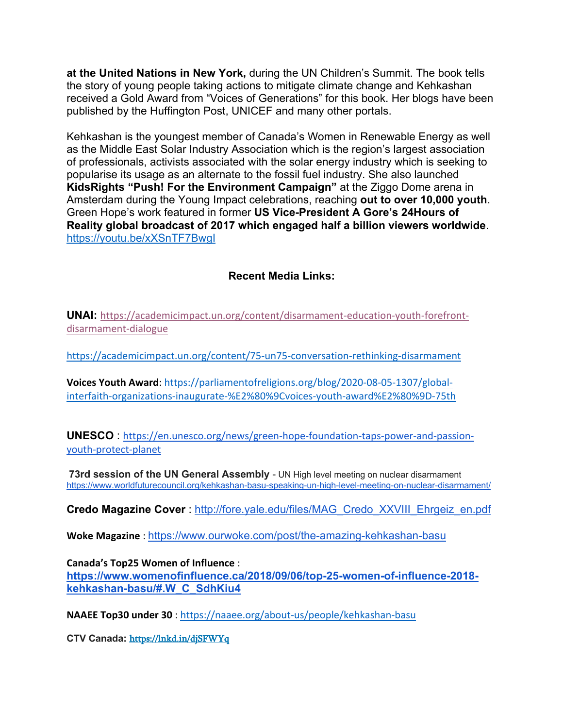**at the United Nations in New York,** during the UN Children's Summit. The book tells the story of young people taking actions to mitigate climate change and Kehkashan received a Gold Award from "Voices of Generations" for this book. Her blogs have been published by the Huffington Post, UNICEF and many other portals.

Kehkashan is the youngest member of Canada's Women in Renewable Energy as well as the Middle East Solar Industry Association which is the region's largest association of professionals, activists associated with the solar energy industry which is seeking to popularise its usage as an alternate to the fossil fuel industry. She also launched **KidsRights "Push! For the Environment Campaign"** at the Ziggo Dome arena in Amsterdam during the Young Impact celebrations, reaching **out to over 10,000 youth**. Green Hope's work featured in former **US Vice-President A Gore's 24Hours of Reality global broadcast of 2017 which engaged half a billion viewers worldwide**. https://youtu.be/xXSnTF7BwgI

## Recent Media Links:

**UNAI:** https://academicimpact.un.org/content/disarmament-education-youth-forefront-disarmament-dialogue

https://academicimpact.un.org/content/75-un75-conversation-rethinking-disarmament

**Voices Youth Award**: https://parliamentofreligions.org/blog/2020-08-05-1307/global-interfaith-organizations-inaugurate-%E2%80%9Cvoices-youth-award%E2%80%9D-75th

**UNESCO** : https://en.unesco.org/news/green-hope-foundation-taps-power-and-passion-youth-protect-planet

**73rd session of the UN General Assembly** - UN High level meeting on nuclear disarmament https://www.worldfuturecouncil.org/kehkashan-basu-speaking-un-high-level-meeting-on-nuclear-disarmament/

**Credo Magazine Cover** : http://fore.yale.edu/files/MAG_Credo_XXVIII_Ehrgeiz_en.pdf

**Woke Magazine** : https://www.ourwoke.com/post/the-amazing-kehkashan-basu

**Canada's Top25 Women of Influence** : **https://www.womenofinfluence.ca/2018/09/06/top-25-women-of-influence-2018-kehkashan-basu/#.W_C_SdhKiu4**

**NAAEE Top30 under 30** : https://naaee.org/about-us/people/kehkashan-basu

**CTV Canada:** https://lnkd.in/djSFWYq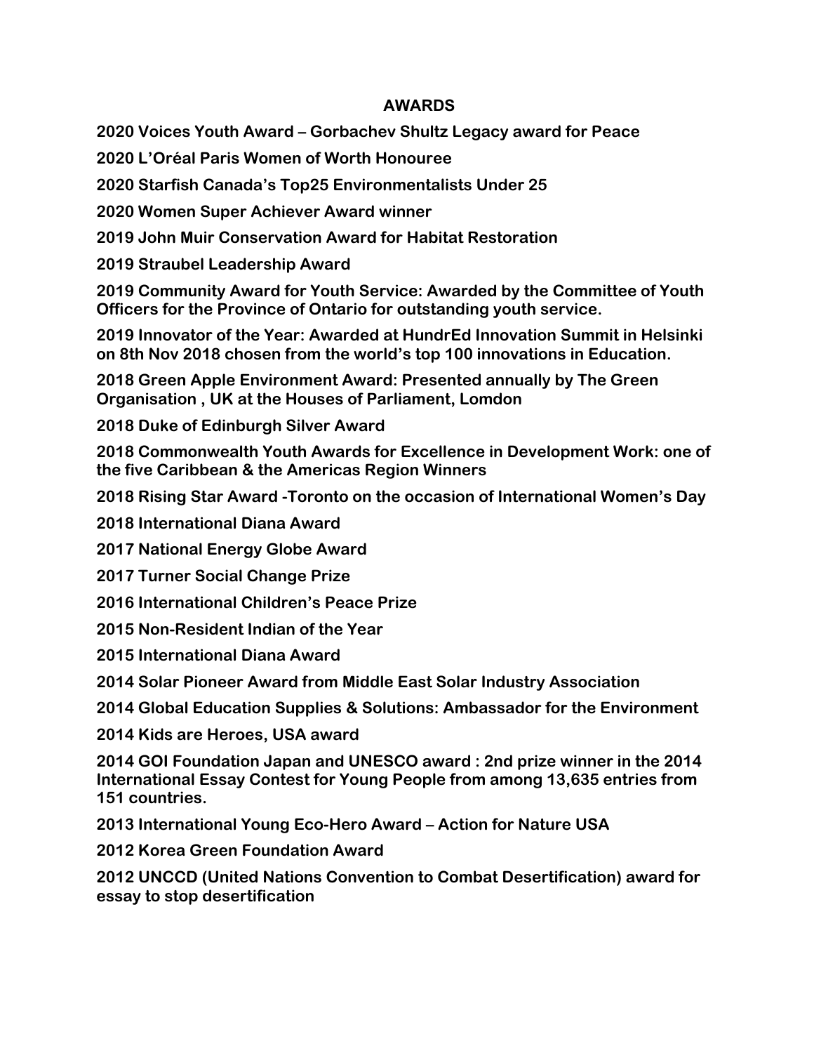# AWARDS

**2020 Voices Youth Award – Gorbachev Shultz Legacy award for Peace**

**2020 L'Oréal Paris Women of Worth Honouree**

**2020 Starfish Canada's Top25 Environmentalists Under 25**

**2020 Women Super Achiever Award winner**

**2019 John Muir Conservation Award for Habitat Restoration**

**2019 Straubel Leadership Award**

**2019 Community Award for Youth Service: Awarded by the Committee of Youth Officers for the Province of Ontario for outstanding youth service.**

**2019 Innovator of the Year: Awarded at HundrEd Innovation Summit in Helsinki on 8th Nov 2018 chosen from the world's top 100 innovations in Education.**

**2018 Green Apple Environment Award: Presented annually by The Green Organisation , UK at the Houses of Parliament, Lomdon**

**2018 Duke of Edinburgh Silver Award**

**2018 Commonwealth Youth Awards for Excellence in Development Work: one of the five Caribbean & the Americas Region Winners**

**2018 Rising Star Award -Toronto on the occasion of International Women's Day**

**2018 International Diana Award**

**2017 National Energy Globe Award**

**2017 Turner Social Change Prize**

**2016 International Children's Peace Prize**

**2015 Non-Resident Indian of the Year**

**2015 International Diana Award**

**2014 Solar Pioneer Award from Middle East Solar Industry Association**

**2014 Global Education Supplies & Solutions: Ambassador for the Environment**

**2014 Kids are Heroes, USA award**

**2014 GOI Foundation Japan and UNESCO award : 2nd prize winner in the 2014 International Essay Contest for Young People from among 13,635 entries from 151 countries.**

**2013 International Young Eco-Hero Award – Action for Nature USA**

**2012 Korea Green Foundation Award**

**2012 UNCCD (United Nations Convention to Combat Desertification) award for essay to stop desertification**